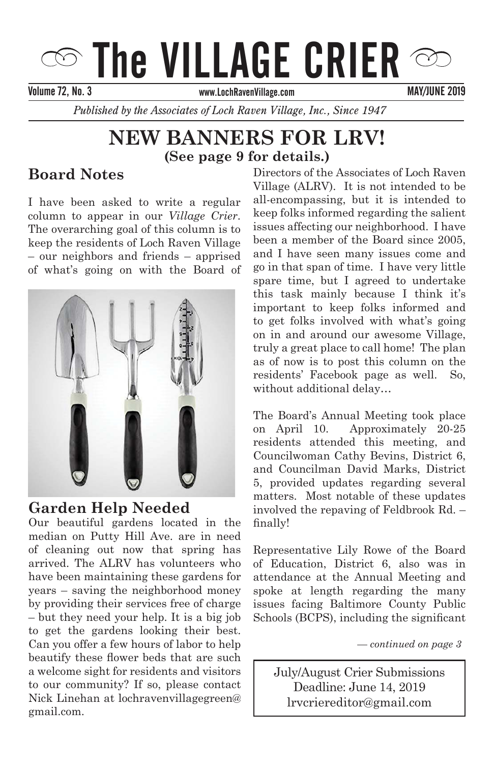# The VILLAGE CRIER

Volume 72, No. 3 | www.LochRavenVillage.com | MAY/JUNE 2019

*Published by the Associates of Loch Raven Village, Inc., Since 1947*

# NEW BANNERS FOR LRV!

**(See page 9 for details.)**

## Board Notes

I have been asked to write a regular column to appear in our *Village Crier*. The overarching goal of this column is to keep the residents of Loch Raven Village – our neighbors and friends – apprised of what's going on with the Board of Directors of the Associates of Loch Raven Village (ALRV). It is not intended to be all-encompassing, but it is intended to keep folks informed regarding the salient issues affecting our neighborhood. I have been a member of the Board since 2005, and I have seen many issues come and go in that span of time. I have very little spare time, but I agreed to undertake this task mainly because I think it's important to keep folks informed and to get folks involved with what's going on in and around our awesome Village, truly a great place to call home! The plan as of now is to post this column on the residents' Facebook page as well. So, without additional delay…

The Board's Annual Meeting took place on April 10. Approximately 20-25 residents attended this meeting, and Councilwoman Cathy Bevins, District 6, and Councilman David Marks, District 5, provided updates regarding several matters. Most notable of these updates involved the repaving of Feldbrook Rd. – finally!

Representative Lily Rowe of the Board of Education, District 6, also was in attendance at the Annual Meeting and spoke at length regarding the many issues facing Baltimore County Public Schools (BCPS), including the significant

*— continued on page 3*

## Garden Help Needed

Our beautiful gardens located in the median on Putty Hill Ave. are in need of cleaning out now that spring has arrived. The ALRV has volunteers who have been maintaining these gardens for years – saving the neighborhood money by providing their services free of charge – but they need your help. It is a big job to get the gardens looking their best. Can you offer a few hours of labor to help beautify these flower beds that are such a welcome sight for residents and visitors to our community? If so, please contact Nick Linehan at lochravenvillagegreen@gmail.com.

July/August Crier Submissions
Deadline: June 14, 2019
lrvcriereditor@gmail.com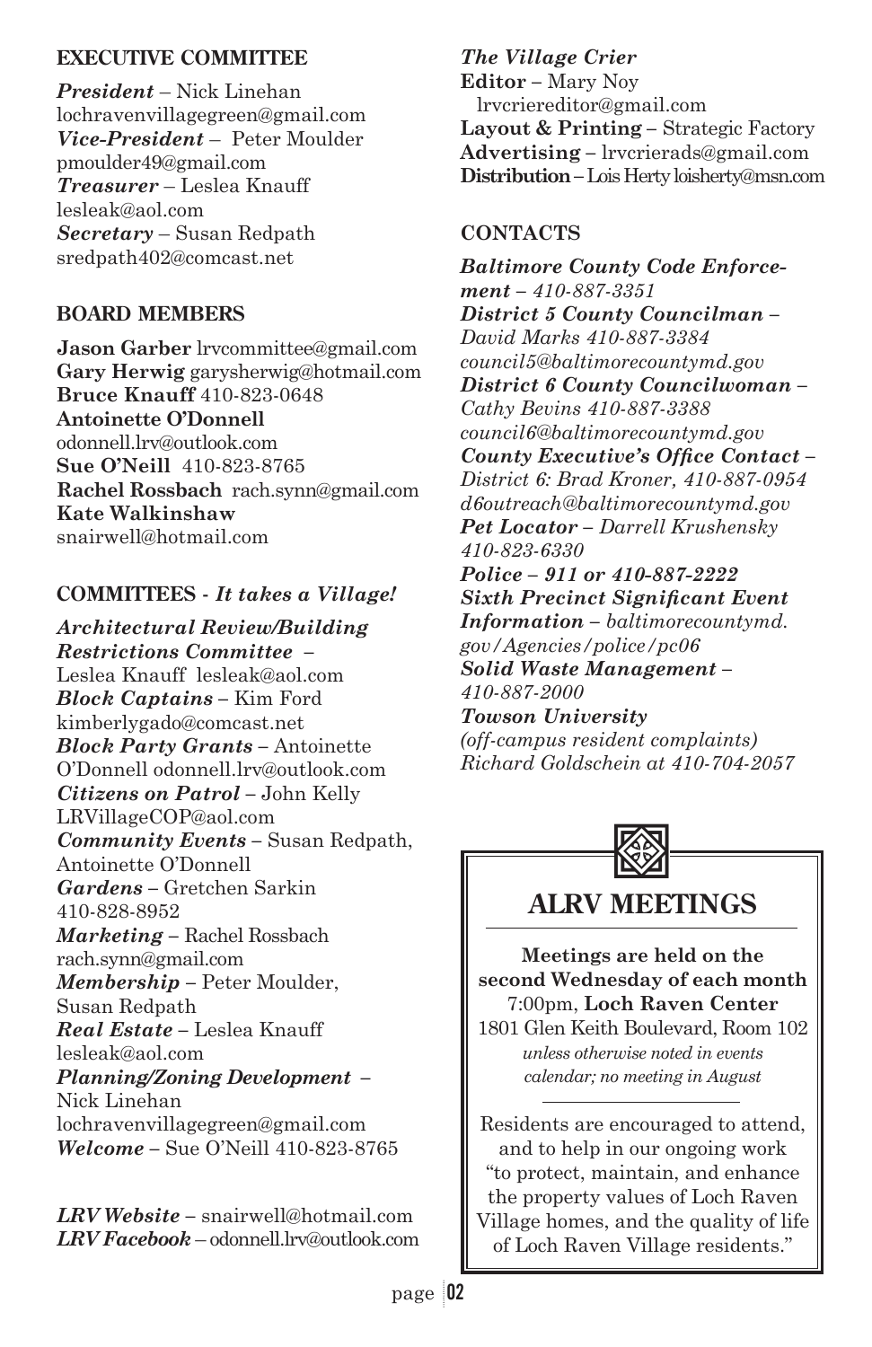## EXECUTIVE COMMITTEE

***President*** – Nick Linehan
lochravenvillagegreen@gmail.com
***Vice-President*** – Peter Moulder
pmoulder49@gmail.com
***Treasurer*** – Leslea Knauff
lesleak@aol.com
***Secretary*** – Susan Redpath
sredpath402@comcast.net

## BOARD MEMBERS

**Jason Garber** lrvcommittee@gmail.com
**Gary Herwig** garysherwig@hotmail.com
**Bruce Knauff** 410-823-0648
**Antoinette O'Donnell**
odonnell.lrv@outlook.com
**Sue O'Neill** 410-823-8765
**Rachel Rossbach** rach.synn@gmail.com
**Kate Walkinshaw**
snairwell@hotmail.com

## COMMITTEES - *It takes a Village!*

***Architectural Review/Building Restrictions Committee*** –
Leslea Knauff lesleak@aol.com
***Block Captains*** – Kim Ford
kimberlygado@comcast.net
***Block Party Grants*** – Antoinette O'Donnell odonnell.lrv@outlook.com
***Citizens on Patrol*** – John Kelly
LRVillageCOP@aol.com
***Community Events*** – Susan Redpath, Antoinette O'Donnell
***Gardens*** – Gretchen Sarkin
410-828-8952
***Marketing*** – Rachel Rossbach
rach.synn@gmail.com
***Membership*** – Peter Moulder, Susan Redpath
***Real Estate*** – Leslea Knauff
lesleak@aol.com
***Planning/Zoning Development*** –
Nick Linehan
lochravenvillagegreen@gmail.com
***Welcome*** – Sue O'Neill 410-823-8765

***LRV Website*** – snairwell@hotmail.com
***LRV Facebook*** – odonnell.lrv@outlook.com

***The Village Crier***
**Editor** – Mary Noy
lrvcriereditor@gmail.com
**Layout & Printing** – Strategic Factory
**Advertising** – lrvcrierads@gmail.com
**Distribution** – Lois Herty loisherty@msn.com

## CONTACTS

***Baltimore County Code Enforcement*** *– 410-887-3351*
***District 5 County Councilman*** *– David Marks 410-887-3384 council5@baltimorecountymd.gov*
***District 6 County Councilwoman*** *– Cathy Bevins 410-887-3388 council6@baltimorecountymd.gov*
***County Executive's Office Contact*** *– District 6: Brad Kroner, 410-887-0954 d6outreach@baltimorecountymd.gov*
***Pet Locator*** *– Darrell Krushensky 410-823-6330*
***Police – 911 or 410-887-2222***
***Sixth Precinct Significant Event Information*** *– baltimorecountymd.gov/Agencies/police/pc06*
***Solid Waste Management*** *– 410-887-2000*
***Towson University*** *(off-campus resident complaints) Richard Goldschein at 410-704-2057*

## ALRV MEETINGS

**Meetings are held on the second Wednesday of each month**
7:00pm, **Loch Raven Center**
1801 Glen Keith Boulevard, Room 102
*unless otherwise noted in events calendar; no meeting in August*

Residents are encouraged to attend, and to help in our ongoing work "to protect, maintain, and enhance the property values of Loch Raven Village homes, and the quality of life of Loch Raven Village residents."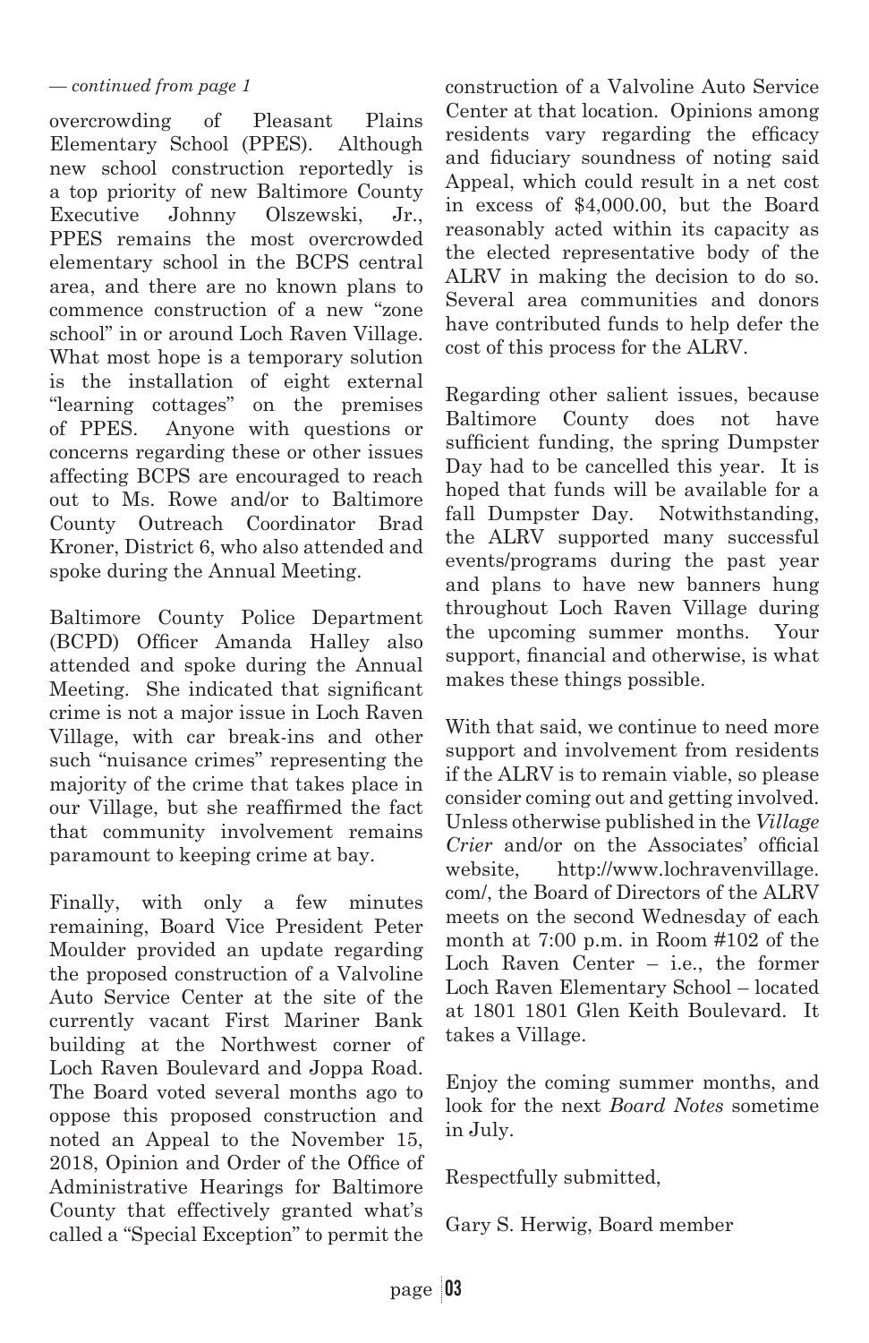*— continued from page 1*

overcrowding of Pleasant Plains Elementary School (PPES). Although new school construction reportedly is a top priority of new Baltimore County Executive Johnny Olszewski, Jr., PPES remains the most overcrowded elementary school in the BCPS central area, and there are no known plans to commence construction of a new "zone school" in or around Loch Raven Village. What most hope is a temporary solution is the installation of eight external "learning cottages" on the premises of PPES. Anyone with questions or concerns regarding these or other issues affecting BCPS are encouraged to reach out to Ms. Rowe and/or to Baltimore County Outreach Coordinator Brad Kroner, District 6, who also attended and spoke during the Annual Meeting.

Baltimore County Police Department (BCPD) Officer Amanda Halley also attended and spoke during the Annual Meeting. She indicated that significant crime is not a major issue in Loch Raven Village, with car break-ins and other such "nuisance crimes" representing the majority of the crime that takes place in our Village, but she reaffirmed the fact that community involvement remains paramount to keeping crime at bay.

Finally, with only a few minutes remaining, Board Vice President Peter Moulder provided an update regarding the proposed construction of a Valvoline Auto Service Center at the site of the currently vacant First Mariner Bank building at the Northwest corner of Loch Raven Boulevard and Joppa Road. The Board voted several months ago to oppose this proposed construction and noted an Appeal to the November 15, 2018, Opinion and Order of the Office of Administrative Hearings for Baltimore County that effectively granted what's called a "Special Exception" to permit the construction of a Valvoline Auto Service Center at that location. Opinions among residents vary regarding the efficacy and fiduciary soundness of noting said Appeal, which could result in a net cost in excess of $4,000.00, but the Board reasonably acted within its capacity as the elected representative body of the ALRV in making the decision to do so. Several area communities and donors have contributed funds to help defer the cost of this process for the ALRV.

Regarding other salient issues, because Baltimore County does not have sufficient funding, the spring Dumpster Day had to be cancelled this year. It is hoped that funds will be available for a fall Dumpster Day. Notwithstanding, the ALRV supported many successful events/programs during the past year and plans to have new banners hung throughout Loch Raven Village during the upcoming summer months. Your support, financial and otherwise, is what makes these things possible.

With that said, we continue to need more support and involvement from residents if the ALRV is to remain viable, so please consider coming out and getting involved. Unless otherwise published in the *Village Crier* and/or on the Associates' official website, http://www.lochravenvillage.com/, the Board of Directors of the ALRV meets on the second Wednesday of each month at 7:00 p.m. in Room #102 of the Loch Raven Center – i.e., the former Loch Raven Elementary School – located at 1801 1801 Glen Keith Boulevard. It takes a Village.

Enjoy the coming summer months, and look for the next *Board Notes* sometime in July.

Respectfully submitted,

Gary S. Herwig, Board member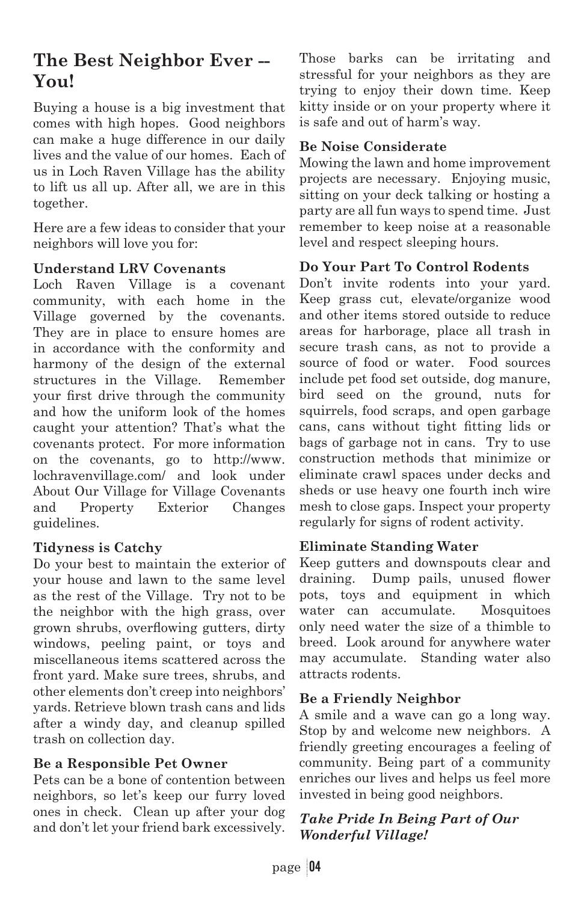# The Best Neighbor Ever -- You!

Buying a house is a big investment that comes with high hopes. Good neighbors can make a huge difference in our daily lives and the value of our homes. Each of us in Loch Raven Village has the ability to lift us all up. After all, we are in this together.

Here are a few ideas to consider that your neighbors will love you for:

**Understand LRV Covenants**
Loch Raven Village is a covenant community, with each home in the Village governed by the covenants. They are in place to ensure homes are in accordance with the conformity and harmony of the design of the external structures in the Village. Remember your first drive through the community and how the uniform look of the homes caught your attention? That's what the covenants protect. For more information on the covenants, go to http://www.lochravenvillage.com/ and look under About Our Village for Village Covenants and Property Exterior Changes guidelines.

**Tidyness is Catchy**
Do your best to maintain the exterior of your house and lawn to the same level as the rest of the Village. Try not to be the neighbor with the high grass, over grown shrubs, overflowing gutters, dirty windows, peeling paint, or toys and miscellaneous items scattered across the front yard. Make sure trees, shrubs, and other elements don't creep into neighbors' yards. Retrieve blown trash cans and lids after a windy day, and cleanup spilled trash on collection day.

**Be a Responsible Pet Owner**
Pets can be a bone of contention between neighbors, so let's keep our furry loved ones in check. Clean up after your dog and don't let your friend bark excessively. Those barks can be irritating and stressful for your neighbors as they are trying to enjoy their down time. Keep kitty inside or on your property where it is safe and out of harm's way.

**Be Noise Considerate**
Mowing the lawn and home improvement projects are necessary. Enjoying music, sitting on your deck talking or hosting a party are all fun ways to spend time. Just remember to keep noise at a reasonable level and respect sleeping hours.

**Do Your Part To Control Rodents**
Don't invite rodents into your yard. Keep grass cut, elevate/organize wood and other items stored outside to reduce areas for harborage, place all trash in secure trash cans, as not to provide a source of food or water. Food sources include pet food set outside, dog manure, bird seed on the ground, nuts for squirrels, food scraps, and open garbage cans, cans without tight fitting lids or bags of garbage not in cans. Try to use construction methods that minimize or eliminate crawl spaces under decks and sheds or use heavy one fourth inch wire mesh to close gaps. Inspect your property regularly for signs of rodent activity.

**Eliminate Standing Water**
Keep gutters and downspouts clear and draining. Dump pails, unused flower pots, toys and equipment in which water can accumulate. Mosquitoes only need water the size of a thimble to breed. Look around for anywhere water may accumulate. Standing water also attracts rodents.

**Be a Friendly Neighbor**
A smile and a wave can go a long way. Stop by and welcome new neighbors. A friendly greeting encourages a feeling of community. Being part of a community enriches our lives and helps us feel more invested in being good neighbors.

***Take Pride In Being Part of Our Wonderful Village!***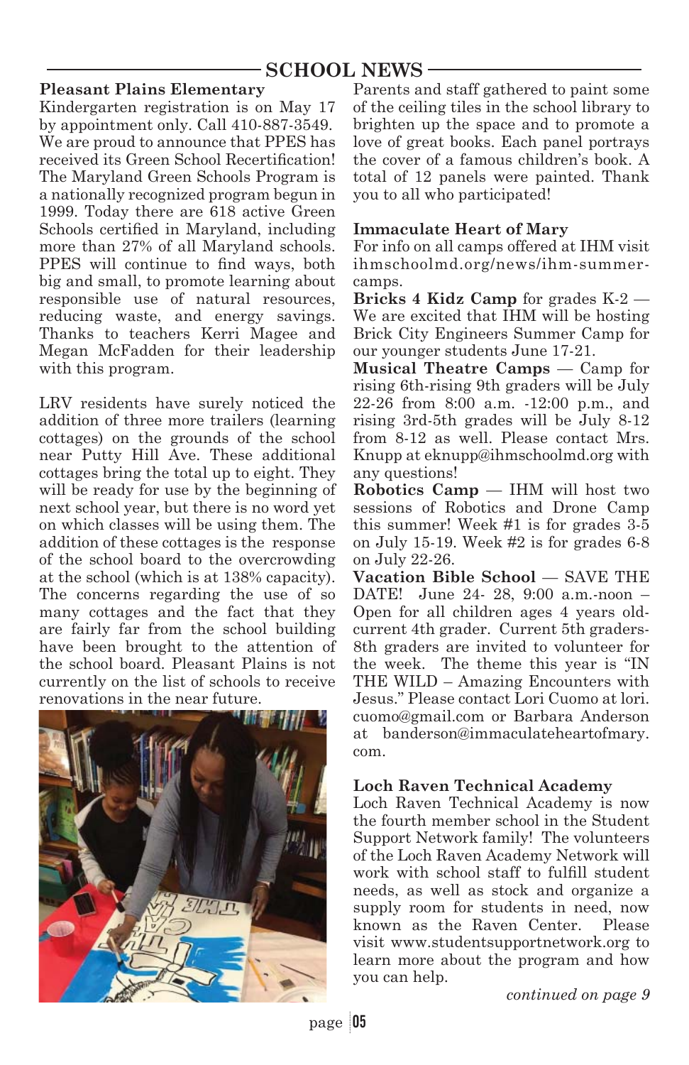## SCHOOL NEWS

### Pleasant Plains Elementary

Kindergarten registration is on May 17 by appointment only. Call 410-887-3549. We are proud to announce that PPES has received its Green School Recertification! The Maryland Green Schools Program is a nationally recognized program begun in 1999. Today there are 618 active Green Schools certified in Maryland, including more than 27% of all Maryland schools. PPES will continue to find ways, both big and small, to promote learning about responsible use of natural resources, reducing waste, and energy savings. Thanks to teachers Kerri Magee and Megan McFadden for their leadership with this program.

LRV residents have surely noticed the addition of three more trailers (learning cottages) on the grounds of the school near Putty Hill Ave. These additional cottages bring the total up to eight. They will be ready for use by the beginning of next school year, but there is no word yet on which classes will be using them. The addition of these cottages is the response of the school board to the overcrowding at the school (which is at 138% capacity). The concerns regarding the use of so many cottages and the fact that they are fairly far from the school building have been brought to the attention of the school board. Pleasant Plains is not currently on the list of schools to receive renovations in the near future.

Parents and staff gathered to paint some of the ceiling tiles in the school library to brighten up the space and to promote a love of great books. Each panel portrays the cover of a famous children's book. A total of 12 panels were painted. Thank you to all who participated!

### Immaculate Heart of Mary

For info on all camps offered at IHM visit ihmschoolmd.org/news/ihm-summer-camps.

**Bricks 4 Kidz Camp** for grades K-2 — We are excited that IHM will be hosting Brick City Engineers Summer Camp for our younger students June 17-21.

**Musical Theatre Camps** — Camp for rising 6th-rising 9th graders will be July 22-26 from 8:00 a.m. -12:00 p.m., and rising 3rd-5th grades will be July 8-12 from 8-12 as well. Please contact Mrs. Knupp at eknupp@ihmschoolmd.org with any questions!

**Robotics Camp** — IHM will host two sessions of Robotics and Drone Camp this summer! Week #1 is for grades 3-5 on July 15-19. Week #2 is for grades 6-8 on July 22-26.

**Vacation Bible School** — SAVE THE DATE! June 24- 28, 9:00 a.m.-noon – Open for all children ages 4 years old-current 4th grader. Current 5th graders-8th graders are invited to volunteer for the week. The theme this year is "IN THE WILD – Amazing Encounters with Jesus." Please contact Lori Cuomo at lori.cuomo@gmail.com or Barbara Anderson at banderson@immaculateheartofmary.com.

### Loch Raven Technical Academy

Loch Raven Technical Academy is now the fourth member school in the Student Support Network family! The volunteers of the Loch Raven Academy Network will work with school staff to fulfill student needs, as well as stock and organize a supply room for students in need, now known as the Raven Center. Please visit www.studentsupportnetwork.org to learn more about the program and how you can help.

*continued on page 9*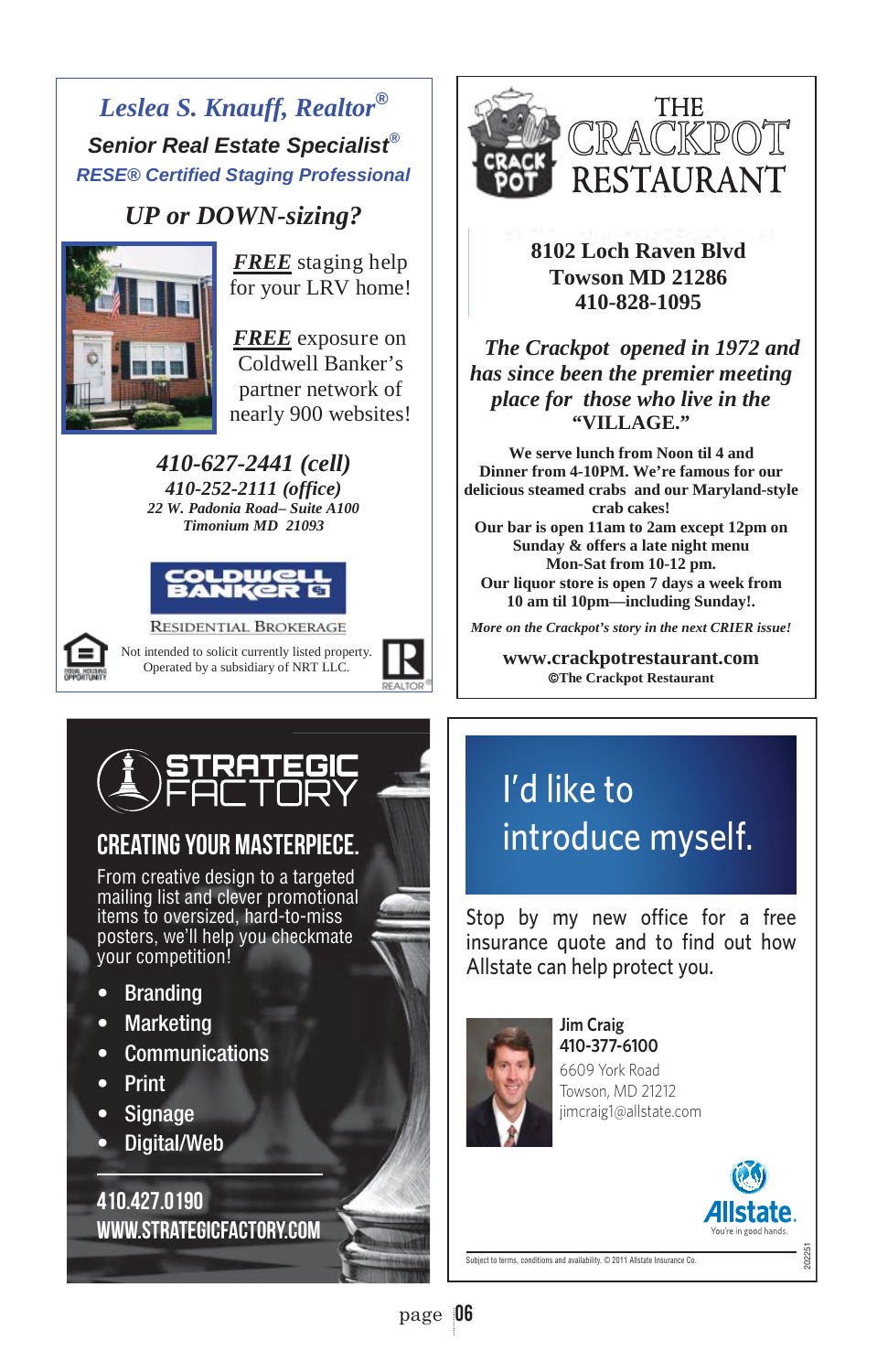## Leslea S. Knauff, Realtor®

**Senior Real Estate Specialist®**

**RESE® Certified Staging Professional**

### UP or DOWN-sizing?

***FREE*** staging help for your LRV home!

***FREE*** exposure on Coldwell Banker's partner network of nearly 900 websites!

*410-627-2441 (cell)*
*410-252-2111 (office)*
*22 W. Padonia Road– Suite A100*
*Timonium MD 21093*

COLDWELL BANKER
RESIDENTIAL BROKERAGE

Not intended to solicit currently listed property. Operated by a subsidiary of NRT LLC.

---

## THE CRACKPOT RESTAURANT

**8102 Loch Raven Blvd**
**Towson MD 21286**
**410-828-1095**

***The Crackpot opened in 1972 and has since been the premier meeting place for those who live in the "VILLAGE."***

**We serve lunch from Noon til 4 and Dinner from 4-10PM. We're famous for our delicious steamed crabs and our Maryland-style crab cakes!**
**Our bar is open 11am to 2am except 12pm on Sunday & offers a late night menu Mon-Sat from 10-12 pm.**
**Our liquor store is open 7 days a week from 10 am til 10pm—including Sunday!.**

*More on the Crackpot's story in the next CRIER issue!*

**www.crackpotrestaurant.com**
**©The Crackpot Restaurant**

---

## STRATEGIC FACTORY

### CREATING YOUR MASTERPIECE.

From creative design to a targeted mailing list and clever promotional items to oversized, hard-to-miss posters, we'll help you checkmate your competition!

- Branding
- Marketing
- Communications
- Print
- Signage
- Digital/Web

**410.427.0190**
**WWW.STRATEGICFACTORY.COM**

---

## I'd like to introduce myself.

Stop by my new office for a free insurance quote and to find out how Allstate can help protect you.

**Jim Craig**
**410-377-6100**
6609 York Road
Towson, MD 21212
jimcraig1@allstate.com

Allstate. You're in good hands.

Subject to terms, conditions and availability. © 2011 Allstate Insurance Co.

202251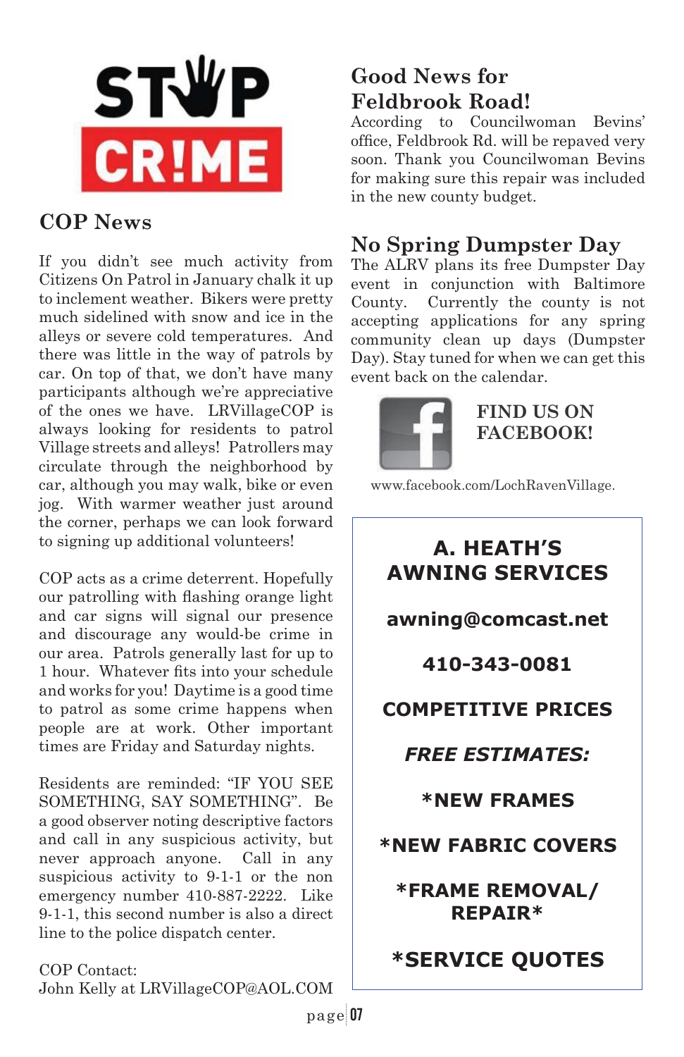STOP CRIME

## COP News

If you didn't see much activity from Citizens On Patrol in January chalk it up to inclement weather. Bikers were pretty much sidelined with snow and ice in the alleys or severe cold temperatures. And there was little in the way of patrols by car. On top of that, we don't have many participants although we're appreciative of the ones we have. LRVillageCOP is always looking for residents to patrol Village streets and alleys! Patrollers may circulate through the neighborhood by car, although you may walk, bike or even jog. With warmer weather just around the corner, perhaps we can look forward to signing up additional volunteers!

COP acts as a crime deterrent. Hopefully our patrolling with flashing orange light and car signs will signal our presence and discourage any would-be crime in our area. Patrols generally last for up to 1 hour. Whatever fits into your schedule and works for you! Daytime is a good time to patrol as some crime happens when people are at work. Other important times are Friday and Saturday nights.

Residents are reminded: "IF YOU SEE SOMETHING, SAY SOMETHING". Be a good observer noting descriptive factors and call in any suspicious activity, but never approach anyone. Call in any suspicious activity to 9-1-1 or the non emergency number 410-887-2222. Like 9-1-1, this second number is also a direct line to the police dispatch center.

COP Contact:
John Kelly at LRVillageCOP@AOL.COM

## Good News for Feldbrook Road!

According to Councilwoman Bevins' office, Feldbrook Rd. will be repaved very soon. Thank you Councilwoman Bevins for making sure this repair was included in the new county budget.

## No Spring Dumpster Day

The ALRV plans its free Dumpster Day event in conjunction with Baltimore County. Currently the county is not accepting applications for any spring community clean up days (Dumpster Day). Stay tuned for when we can get this event back on the calendar.

**FIND US ON FACEBOOK!**

www.facebook.com/LochRavenVillage.

**A. HEATH'S AWNING SERVICES**

**awning@comcast.net**

**410-343-0081**

**COMPETITIVE PRICES**

***FREE ESTIMATES:***

**\*NEW FRAMES**

**\*NEW FABRIC COVERS**

**\*FRAME REMOVAL/ REPAIR\***

**\*SERVICE QUOTES**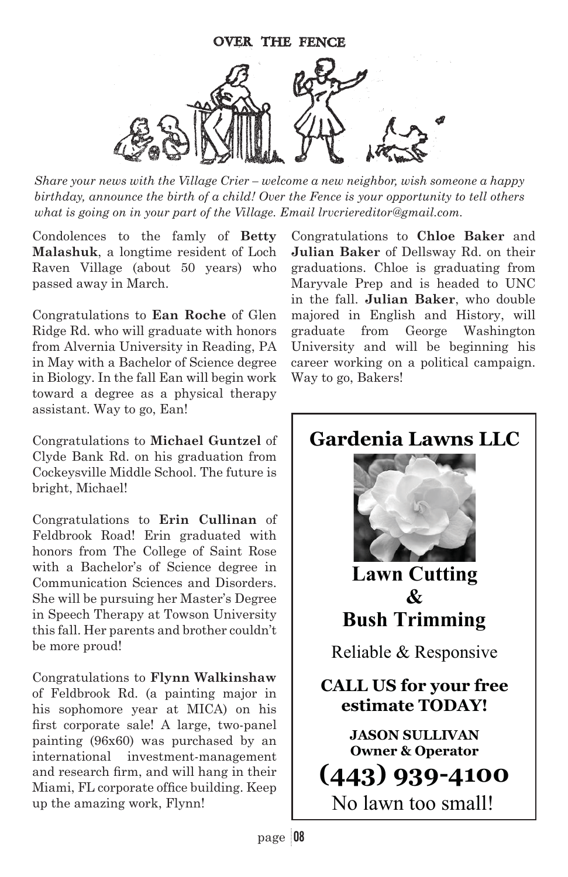## OVER THE FENCE

*Share your news with the Village Crier – welcome a new neighbor, wish someone a happy birthday, announce the birth of a child! Over the Fence is your opportunity to tell others what is going on in your part of the Village. Email lrvcriereditor@gmail.com.*

Condolences to the famly of **Betty Malashuk**, a longtime resident of Loch Raven Village (about 50 years) who passed away in March.

Congratulations to **Ean Roche** of Glen Ridge Rd. who will graduate with honors from Alvernia University in Reading, PA in May with a Bachelor of Science degree in Biology. In the fall Ean will begin work toward a degree as a physical therapy assistant. Way to go, Ean!

Congratulations to **Michael Guntzel** of Clyde Bank Rd. on his graduation from Cockeysville Middle School. The future is bright, Michael!

Congratulations to **Erin Cullinan** of Feldbrook Road! Erin graduated with honors from The College of Saint Rose with a Bachelor's of Science degree in Communication Sciences and Disorders. She will be pursuing her Master's Degree in Speech Therapy at Towson University this fall. Her parents and brother couldn't be more proud!

Congratulations to **Flynn Walkinshaw** of Feldbrook Rd. (a painting major in his sophomore year at MICA) on his first corporate sale! A large, two-panel painting (96x60) was purchased by an international investment-management and research firm, and will hang in their Miami, FL corporate office building. Keep up the amazing work, Flynn!

Congratulations to **Chloe Baker** and **Julian Baker** of Dellsway Rd. on their graduations. Chloe is graduating from Maryvale Prep and is headed to UNC in the fall. **Julian Baker**, who double majored in English and History, will graduate from George Washington University and will be beginning his career working on a political campaign. Way to go, Bakers!

**Gardenia Lawns LLC**

**Lawn Cutting & Bush Trimming**

Reliable & Responsive

**CALL US for your free estimate TODAY!**

**JASON SULLIVAN**
**Owner & Operator**

**(443) 939-4100**

No lawn too small!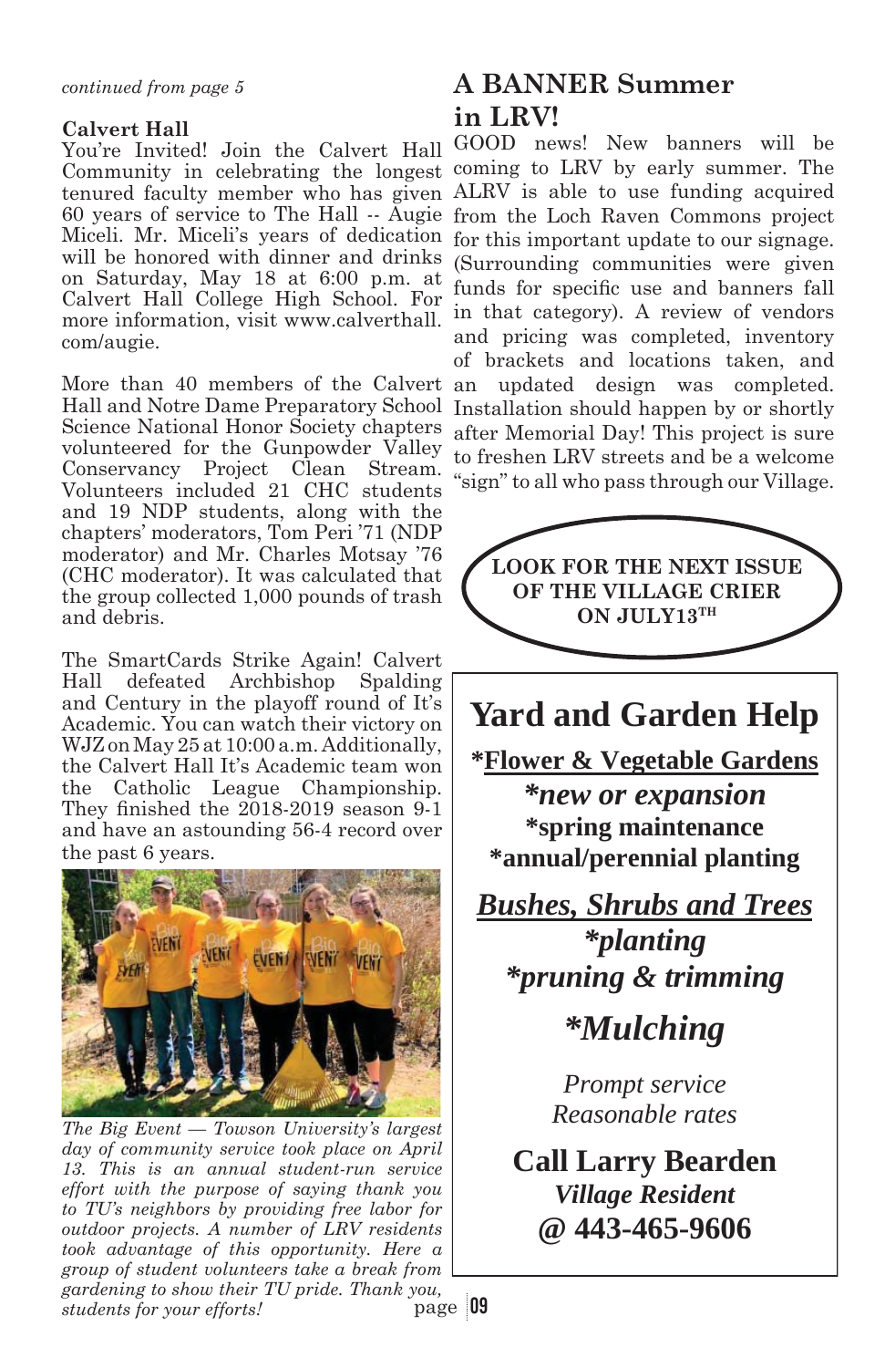*continued from page 5*

### Calvert Hall

You're Invited! Join the Calvert Hall Community in celebrating the longest tenured faculty member who has given 60 years of service to The Hall -- Augie Miceli. Mr. Miceli's years of dedication will be honored with dinner and drinks on Saturday, May 18 at 6:00 p.m. at Calvert Hall College High School. For more information, visit www.calverthall.com/augie.

More than 40 members of the Calvert Hall and Notre Dame Preparatory School Science National Honor Society chapters volunteered for the Gunpowder Valley Conservancy Project Clean Stream. Volunteers included 21 CHC students and 19 NDP students, along with the chapters' moderators, Tom Peri '71 (NDP moderator) and Mr. Charles Motsay '76 (CHC moderator). It was calculated that the group collected 1,000 pounds of trash and debris.

The SmartCards Strike Again! Calvert Hall defeated Archbishop Spalding and Century in the playoff round of It's Academic. You can watch their victory on WJZ on May 25 at 10:00 a.m. Additionally, the Calvert Hall It's Academic team won the Catholic League Championship. They finished the 2018-2019 season 9-1 and have an astounding 56-4 record over the past 6 years.

*The Big Event — Towson University's largest day of community service took place on April 13. This is an annual student-run service effort with the purpose of saying thank you to TU's neighbors by providing free labor for outdoor projects. A number of LRV residents took advantage of this opportunity. Here a group of student volunteers take a break from gardening to show their TU pride. Thank you, students for your efforts!*

## A BANNER Summer in LRV!

GOOD news! New banners will be coming to LRV by early summer. The ALRV is able to use funding acquired from the Loch Raven Commons project for this important update to our signage. (Surrounding communities were given funds for specific use and banners fall in that category). A review of vendors and pricing was completed, inventory of brackets and locations taken, and an updated design was completed. Installation should happen by or shortly after Memorial Day! This project is sure to freshen LRV streets and be a welcome "sign" to all who pass through our Village.

**LOOK FOR THE NEXT ISSUE OF THE VILLAGE CRIER ON JULY13TH**

## Yard and Garden Help

**\*Flower & Vegetable Gardens**

***\*new or expansion***

**\*spring maintenance**

**\*annual/perennial planting**

***Bushes, Shrubs and Trees***

***\*planting***

***\*pruning & trimming***

***\*Mulching***

*Prompt service*
*Reasonable rates*

**Call Larry Bearden**
***Village Resident***
**@ 443-465-9606**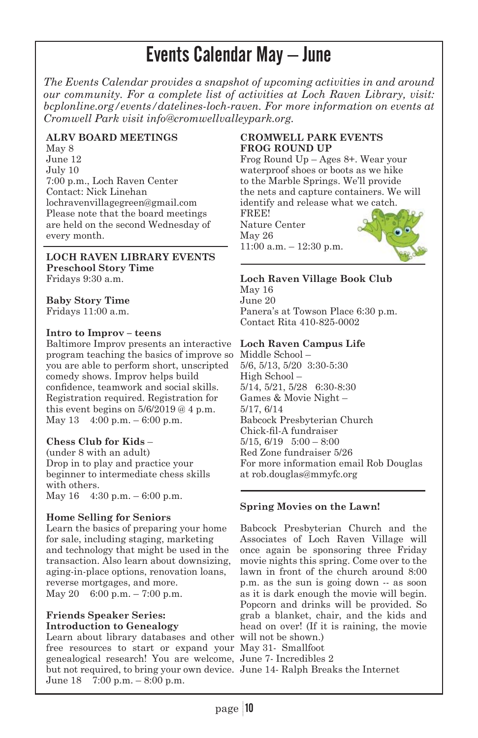# Events Calendar May – June

*The Events Calendar provides a snapshot of upcoming activities in and around our community. For a complete list of activities at Loch Raven Library, visit: bcplonline.org/events/datelines-loch-raven. For more information on events at Cromwell Park visit info@cromwellvalleypark.org.*

**ALRV BOARD MEETINGS**

May 8
June 12
July 10
7:00 p.m., Loch Raven Center
Contact: Nick Linehan
lochravenvillagegreen@gmail.com
Please note that the board meetings are held on the second Wednesday of every month.

**LOCH RAVEN LIBRARY EVENTS**

**Preschool Story Time**
Fridays 9:30 a.m.

**Baby Story Time**
Fridays 11:00 a.m.

**Intro to Improv – teens**
Baltimore Improv presents an interactive program teaching the basics of improve so you are able to perform short, unscripted comedy shows. Improv helps build confidence, teamwork and social skills. Registration required. Registration for this event begins on 5/6/2019 @ 4 p.m.
May 13 4:00 p.m. – 6:00 p.m.

**Chess Club for Kids** –
(under 8 with an adult)
Drop in to play and practice your beginner to intermediate chess skills with others.
May 16 4:30 p.m. – 6:00 p.m.

**Home Selling for Seniors**
Learn the basics of preparing your home for sale, including staging, marketing and technology that might be used in the transaction. Also learn about downsizing, aging-in-place options, renovation loans, reverse mortgages, and more.
May 20 6:00 p.m. – 7:00 p.m.

**Friends Speaker Series: Introduction to Genealogy**
Learn about library databases and other free resources to start or expand your genealogical research! You are welcome, but not required, to bring your own device.
June 18 7:00 p.m. – 8:00 p.m.

**CROMWELL PARK EVENTS**
**FROG ROUND UP**

Frog Round Up – Ages 8+. Wear your waterproof shoes or boots as we hike to the Marble Springs. We'll provide the nets and capture containers. We will identify and release what we catch.
FREE!
Nature Center
May 26
11:00 a.m. – 12:30 p.m.

**Loch Raven Village Book Club**
May 16
June 20
Panera's at Towson Place 6:30 p.m.
Contact Rita 410-825-0002

**Loch Raven Campus Life**
Middle School –
5/6, 5/13, 5/20 3:30-5:30
High School –
5/14, 5/21, 5/28 6:30-8:30
Games & Movie Night –
5/17, 6/14
Babcock Presbyterian Church
Chick-fil-A fundraiser
5/15, 6/19 5:00 – 8:00
Red Zone fundraiser 5/26
For more information email Rob Douglas at rob.douglas@mmyfc.org

**Spring Movies on the Lawn!**

Babcock Presbyterian Church and the Associates of Loch Raven Village will once again be sponsoring three Friday movie nights this spring. Come over to the lawn in front of the church around 8:00 p.m. as the sun is going down -- as soon as it is dark enough the movie will begin. Popcorn and drinks will be provided. So grab a blanket, chair, and the kids and head on over! (If it is raining, the movie will not be shown.)
May 31- Smallfoot
June 7- Incredibles 2
June 14- Ralph Breaks the Internet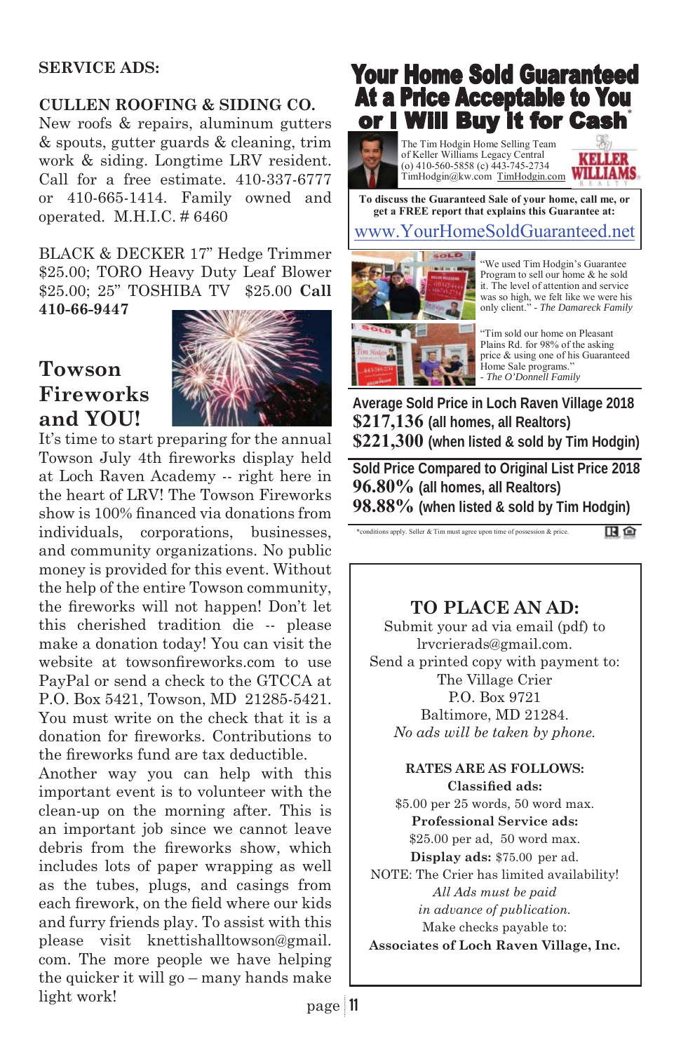**SERVICE ADS:**

**CULLEN ROOFING & SIDING CO.**
New roofs & repairs, aluminum gutters & spouts, gutter guards & cleaning, trim work & siding. Longtime LRV resident. Call for a free estimate. 410-337-6777 or 410-665-1414. Family owned and operated. M.H.I.C. # 6460

BLACK & DECKER 17" Hedge Trimmer $25.00; TORO Heavy Duty Leaf Blower $25.00; 25" TOSHIBA TV $25.00 **Call 410-66-9447**

## Towson Fireworks and YOU!

It's time to start preparing for the annual Towson July 4th fireworks display held at Loch Raven Academy -- right here in the heart of LRV! The Towson Fireworks show is 100% financed via donations from individuals, corporations, businesses, and community organizations. No public money is provided for this event. Without the help of the entire Towson community, the fireworks will not happen! Don't let this cherished tradition die -- please make a donation today! You can visit the website at towsonfireworks.com to use PayPal or send a check to the GTCCA at P.O. Box 5421, Towson, MD 21285-5421. You must write on the check that it is a donation for fireworks. Contributions to the fireworks fund are tax deductible.

Another way you can help with this important event is to volunteer with the clean-up on the morning after. This is an important job since we cannot leave debris from the fireworks show, which includes lots of paper wrapping as well as the tubes, plugs, and casings from each firework, on the field where our kids and furry friends play. To assist with this please visit knettishalltowson@gmail.com. The more people we have helping the quicker it will go – many hands make light work!

## Your Home Sold Guaranteed At a Price Acceptable to You or I Will Buy It for Cash*

The Tim Hodgin Home Selling Team of Keller Williams Legacy Central
(o) 410-560-5858 (c) 443-745-2734
TimHodgin@kw.com TimHodgin.com

KELLER WILLIAMS REALTY

**To discuss the Guaranteed Sale of your home, call me, or get a FREE report that explains this Guarantee at:**

www.YourHomeSoldGuaranteed.net

"We used Tim Hodgin's Guarantee Program to sell our home & he sold it. The level of attention and service was so high, we felt like we were his only client." - *The Damareck Family*

"Tim sold our home on Pleasant Plains Rd. for 98% of the asking price & using one of his Guaranteed Home Sale programs." - *The O'Donnell Family*

**Average Sold Price in Loch Raven Village 2018**
**$217,136 (all homes, all Realtors)**
**$221,300 (when listed & sold by Tim Hodgin)**

**Sold Price Compared to Original List Price 2018**
**96.80% (all homes, all Realtors)**
**98.88% (when listed & sold by Tim Hodgin)**

*conditions apply. Seller & Tim must agree upon time of possession & price.

## TO PLACE AN AD:

Submit your ad via email (pdf) to lrvcrierads@gmail.com.
Send a printed copy with payment to:
The Village Crier
P.O. Box 9721
Baltimore, MD 21284.
*No ads will be taken by phone.*

**RATES ARE AS FOLLOWS:**

**Classified ads:**
$5.00 per 25 words, 50 word max.

**Professional Service ads:**
$25.00 per ad, 50 word max.

**Display ads:** $75.00 per ad.

NOTE: The Crier has limited availability!
*All Ads must be paid in advance of publication.*
Make checks payable to:
**Associates of Loch Raven Village, Inc.**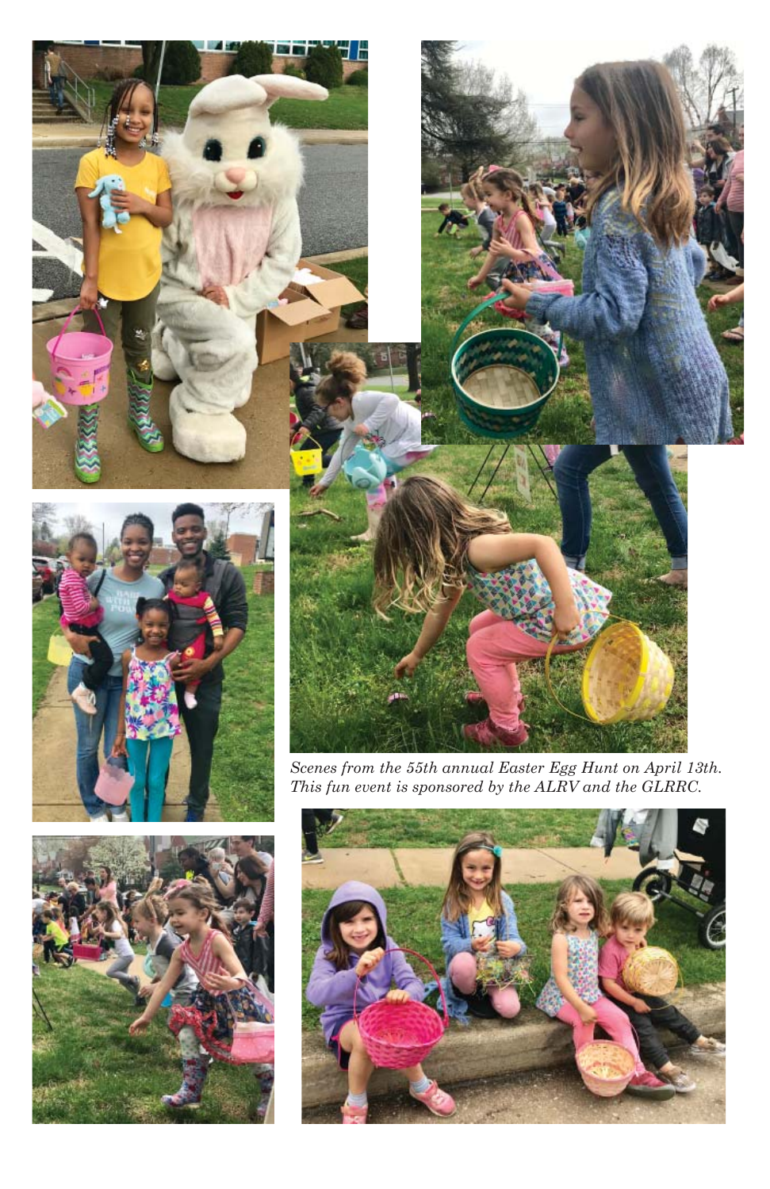*Scenes from the 55th annual Easter Egg Hunt on April 13th. This fun event is sponsored by the ALRV and the GLRRC.*